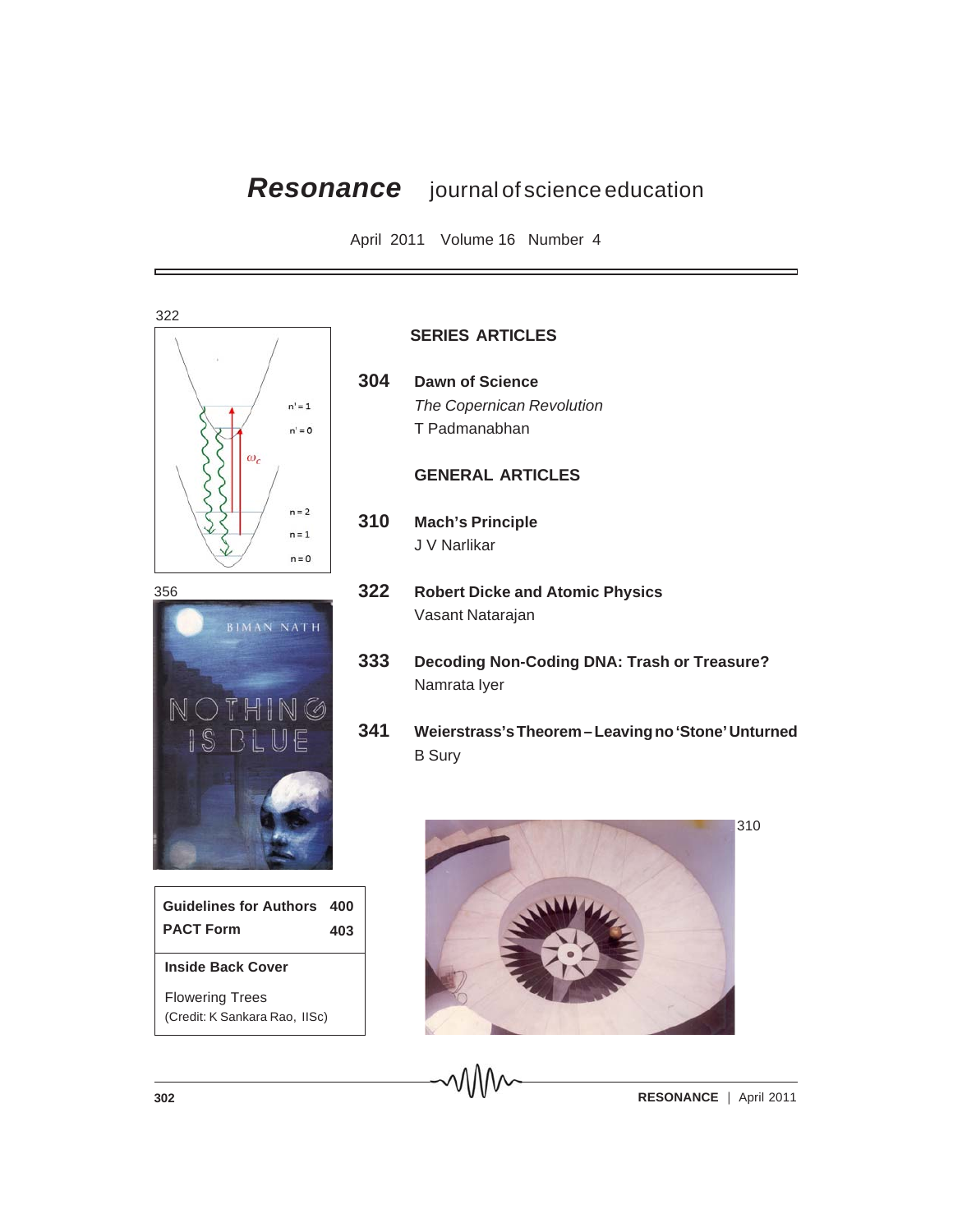# *Resonance* journal of science education

April 2011 Volume 16 Number 4

322

356

## SERIES ARTICLES

**304** **Dawn of Science**
*The Copernican Revolution*
T Padmanabhan

## GENERAL ARTICLES

**310** **Mach's Principle**
J V Narlikar

**322** **Robert Dicke and Atomic Physics**
Vasant Natarajan

**333** **Decoding Non-Coding DNA: Trash or Treasure?**
Namrata Iyer

**341** **Weierstrass's Theorem – Leaving no 'Stone' Unturned**
B Sury

310

| | |
|---|---|
| **Guidelines for Authors** | **400** |
| **PACT Form** | **403** |

**Inside Back Cover**

Flowering Trees
(Credit: K Sankara Rao, IISc)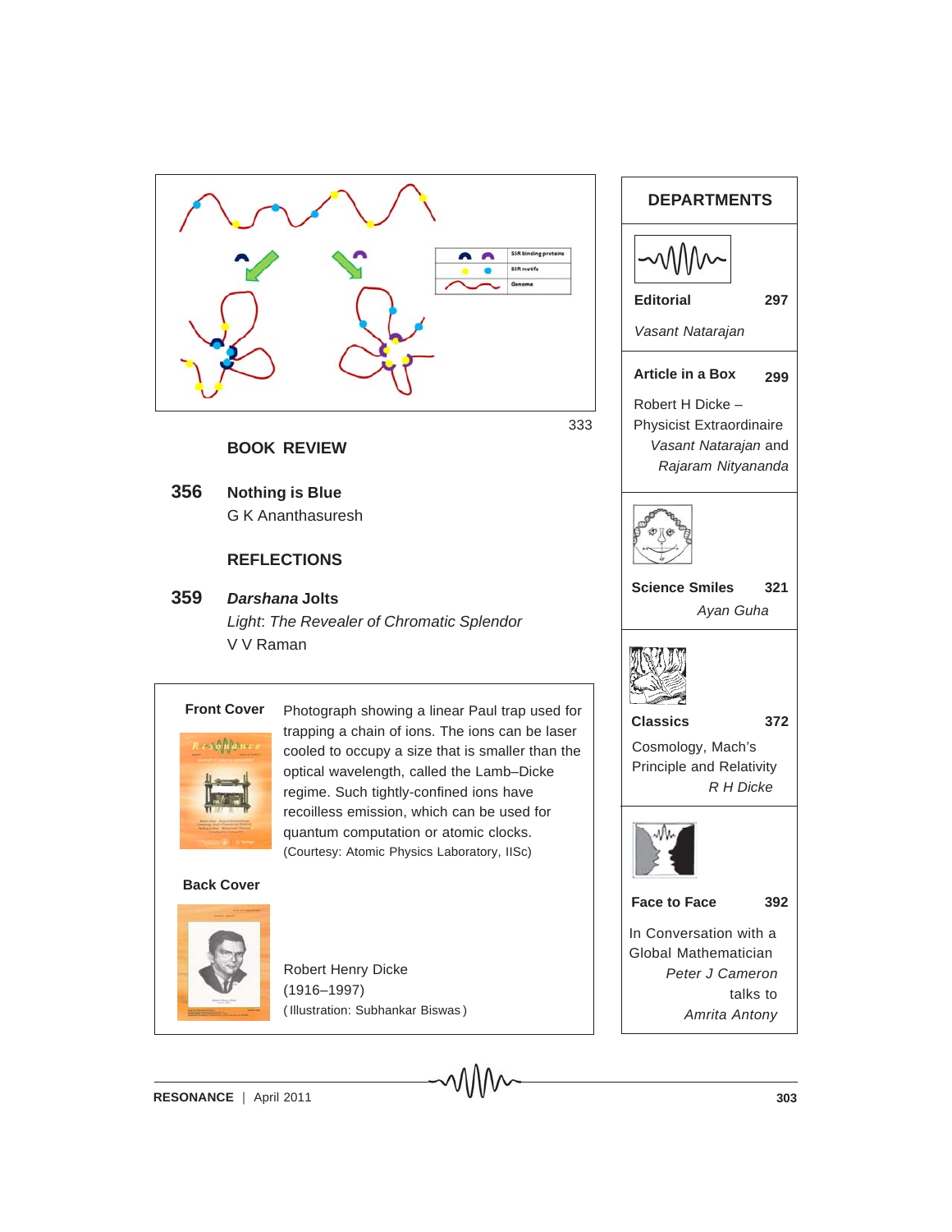SSR binding proteins
SSR motifs
Genome

333

## BOOK REVIEW

**356** **Nothing is Blue**
G K Ananthasuresh

## REFLECTIONS

**359** ***Darshana* Jolts**
*Light*: *The Revealer of Chromatic Splendor*
V V Raman

**Front Cover**

Photograph showing a linear Paul trap used for trapping a chain of ions. The ions can be laser cooled to occupy a size that is smaller than the optical wavelength, called the Lamb–Dicke regime. Such tightly-confined ions have recoilless emission, which can be used for quantum computation or atomic clocks.
(Courtesy: Atomic Physics Laboratory, IISc)

**Back Cover**

Robert Henry Dicke
(1916–1997)
(Illustration: Subhankar Biswas)

## DEPARTMENTS

**Editorial** 297
*Vasant Natarajan*

**Article in a Box** 299
Robert H Dicke – Physicist Extraordinaire
*Vasant Natarajan* and *Rajaram Nityananda*

**Science Smiles** 321
*Ayan Guha*

**Classics** 372
Cosmology, Mach's Principle and Relativity
*R H Dicke*

**Face to Face** 392
In Conversation with a Global Mathematician
*Peter J Cameron* talks to *Amrita Antony*